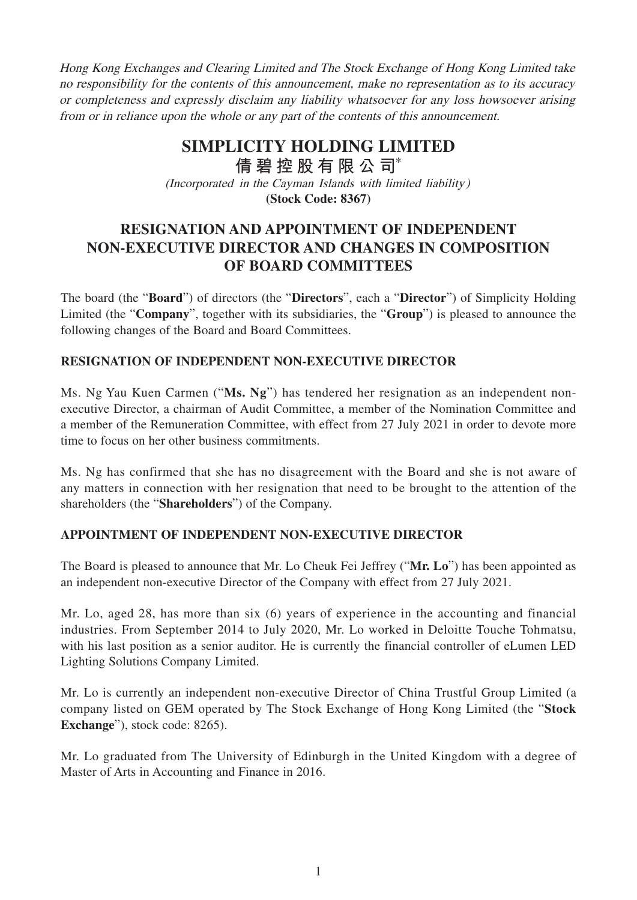*Hong Kong Exchanges and Clearing Limited and The Stock Exchange of Hong Kong Limited take no responsibility for the contents of this announcement, make no representation as to its accuracy or completeness and expressly disclaim any liability whatsoever for any loss howsoever arising from or in reliance upon the whole or any part of the contents of this announcement.*

# SIMPLICITY HOLDING LIMITED
# 倩碧控股有限公司*

*(Incorporated in the Cayman Islands with limited liability)*
**(Stock Code: 8367)**

## RESIGNATION AND APPOINTMENT OF INDEPENDENT NON-EXECUTIVE DIRECTOR AND CHANGES IN COMPOSITION OF BOARD COMMITTEES

The board (the "**Board**") of directors (the "**Directors**", each a "**Director**") of Simplicity Holding Limited (the "**Company**", together with its subsidiaries, the "**Group**") is pleased to announce the following changes of the Board and Board Committees.

### RESIGNATION OF INDEPENDENT NON-EXECUTIVE DIRECTOR

Ms. Ng Yau Kuen Carmen ("**Ms. Ng**") has tendered her resignation as an independent non-executive Director, a chairman of Audit Committee, a member of the Nomination Committee and a member of the Remuneration Committee, with effect from 27 July 2021 in order to devote more time to focus on her other business commitments.

Ms. Ng has confirmed that she has no disagreement with the Board and she is not aware of any matters in connection with her resignation that need to be brought to the attention of the shareholders (the "**Shareholders**") of the Company.

### APPOINTMENT OF INDEPENDENT NON-EXECUTIVE DIRECTOR

The Board is pleased to announce that Mr. Lo Cheuk Fei Jeffrey ("**Mr. Lo**") has been appointed as an independent non-executive Director of the Company with effect from 27 July 2021.

Mr. Lo, aged 28, has more than six (6) years of experience in the accounting and financial industries. From September 2014 to July 2020, Mr. Lo worked in Deloitte Touche Tohmatsu, with his last position as a senior auditor. He is currently the financial controller of eLumen LED Lighting Solutions Company Limited.

Mr. Lo is currently an independent non-executive Director of China Trustful Group Limited (a company listed on GEM operated by The Stock Exchange of Hong Kong Limited (the "**Stock Exchange**"), stock code: 8265).

Mr. Lo graduated from The University of Edinburgh in the United Kingdom with a degree of Master of Arts in Accounting and Finance in 2016.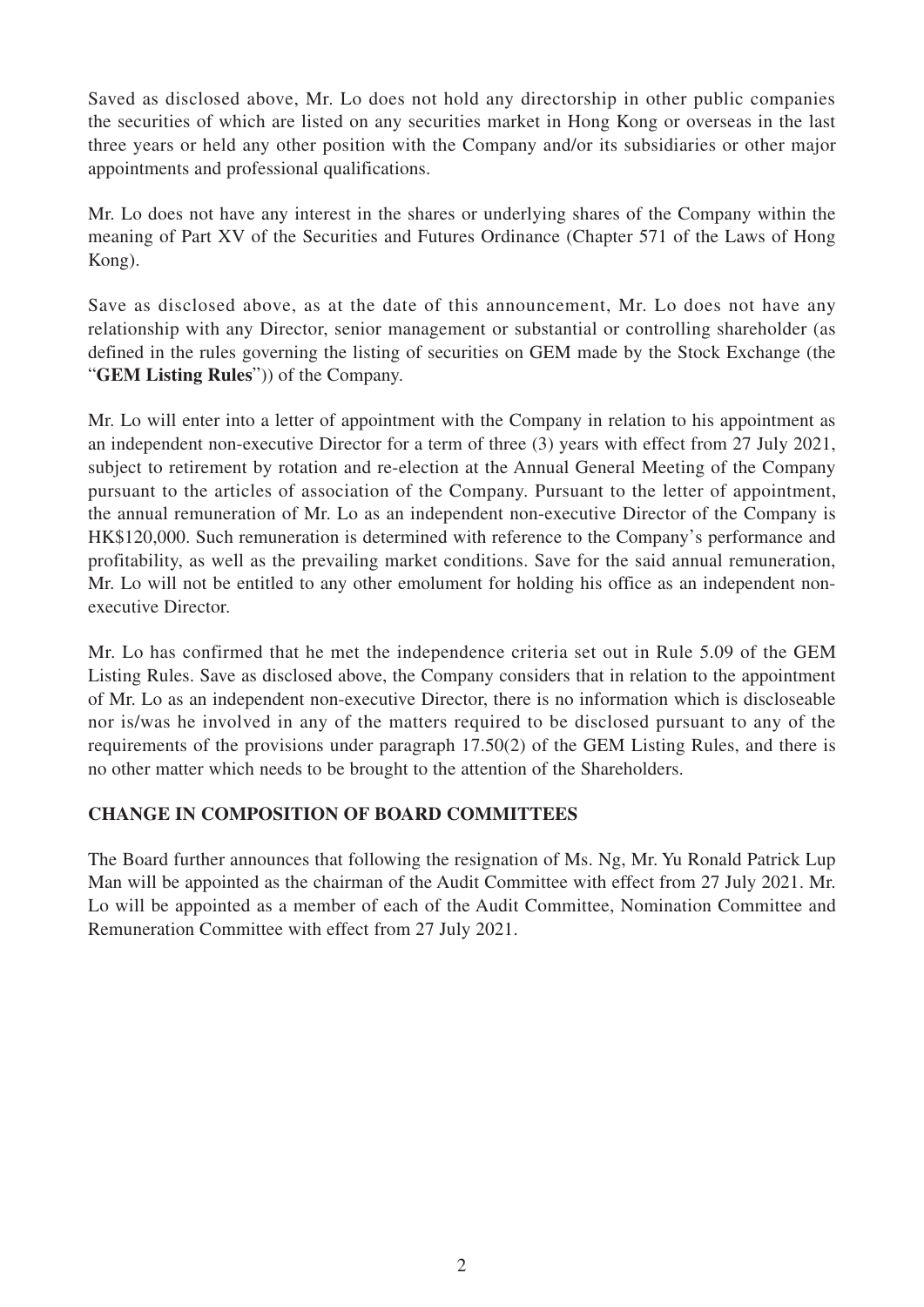Saved as disclosed above, Mr. Lo does not hold any directorship in other public companies the securities of which are listed on any securities market in Hong Kong or overseas in the last three years or held any other position with the Company and/or its subsidiaries or other major appointments and professional qualifications.

Mr. Lo does not have any interest in the shares or underlying shares of the Company within the meaning of Part XV of the Securities and Futures Ordinance (Chapter 571 of the Laws of Hong Kong).

Save as disclosed above, as at the date of this announcement, Mr. Lo does not have any relationship with any Director, senior management or substantial or controlling shareholder (as defined in the rules governing the listing of securities on GEM made by the Stock Exchange (the "**GEM Listing Rules**")) of the Company.

Mr. Lo will enter into a letter of appointment with the Company in relation to his appointment as an independent non-executive Director for a term of three (3) years with effect from 27 July 2021, subject to retirement by rotation and re-election at the Annual General Meeting of the Company pursuant to the articles of association of the Company. Pursuant to the letter of appointment, the annual remuneration of Mr. Lo as an independent non-executive Director of the Company is HK$120,000. Such remuneration is determined with reference to the Company's performance and profitability, as well as the prevailing market conditions. Save for the said annual remuneration, Mr. Lo will not be entitled to any other emolument for holding his office as an independent non-executive Director.

Mr. Lo has confirmed that he met the independence criteria set out in Rule 5.09 of the GEM Listing Rules. Save as disclosed above, the Company considers that in relation to the appointment of Mr. Lo as an independent non-executive Director, there is no information which is discloseable nor is/was he involved in any of the matters required to be disclosed pursuant to any of the requirements of the provisions under paragraph 17.50(2) of the GEM Listing Rules, and there is no other matter which needs to be brought to the attention of the Shareholders.

## CHANGE IN COMPOSITION OF BOARD COMMITTEES

The Board further announces that following the resignation of Ms. Ng, Mr. Yu Ronald Patrick Lup Man will be appointed as the chairman of the Audit Committee with effect from 27 July 2021. Mr. Lo will be appointed as a member of each of the Audit Committee, Nomination Committee and Remuneration Committee with effect from 27 July 2021.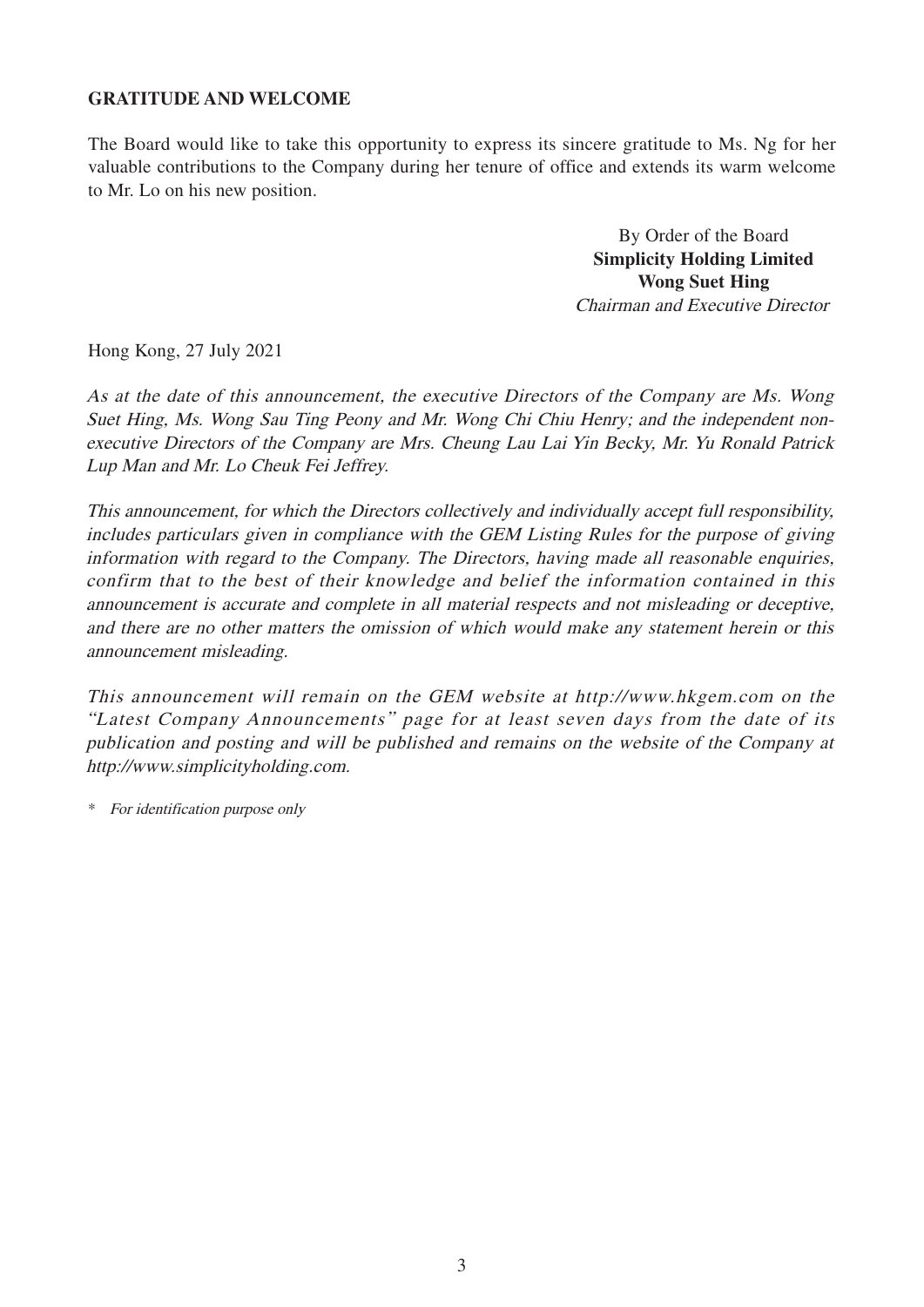## GRATITUDE AND WELCOME

The Board would like to take this opportunity to express its sincere gratitude to Ms. Ng for her valuable contributions to the Company during her tenure of office and extends its warm welcome to Mr. Lo on his new position.

By Order of the Board
**Simplicity Holding Limited**
**Wong Suet Hing**
*Chairman and Executive Director*

Hong Kong, 27 July 2021

*As at the date of this announcement, the executive Directors of the Company are Ms. Wong Suet Hing, Ms. Wong Sau Ting Peony and Mr. Wong Chi Chiu Henry; and the independent non-executive Directors of the Company are Mrs. Cheung Lau Lai Yin Becky, Mr. Yu Ronald Patrick Lup Man and Mr. Lo Cheuk Fei Jeffrey.*

*This announcement, for which the Directors collectively and individually accept full responsibility, includes particulars given in compliance with the GEM Listing Rules for the purpose of giving information with regard to the Company. The Directors, having made all reasonable enquiries, confirm that to the best of their knowledge and belief the information contained in this announcement is accurate and complete in all material respects and not misleading or deceptive, and there are no other matters the omission of which would make any statement herein or this announcement misleading.*

*This announcement will remain on the GEM website at http://www.hkgem.com on the "Latest Company Announcements" page for at least seven days from the date of its publication and posting and will be published and remains on the website of the Company at http://www.simplicityholding.com.*

\* *For identification purpose only*